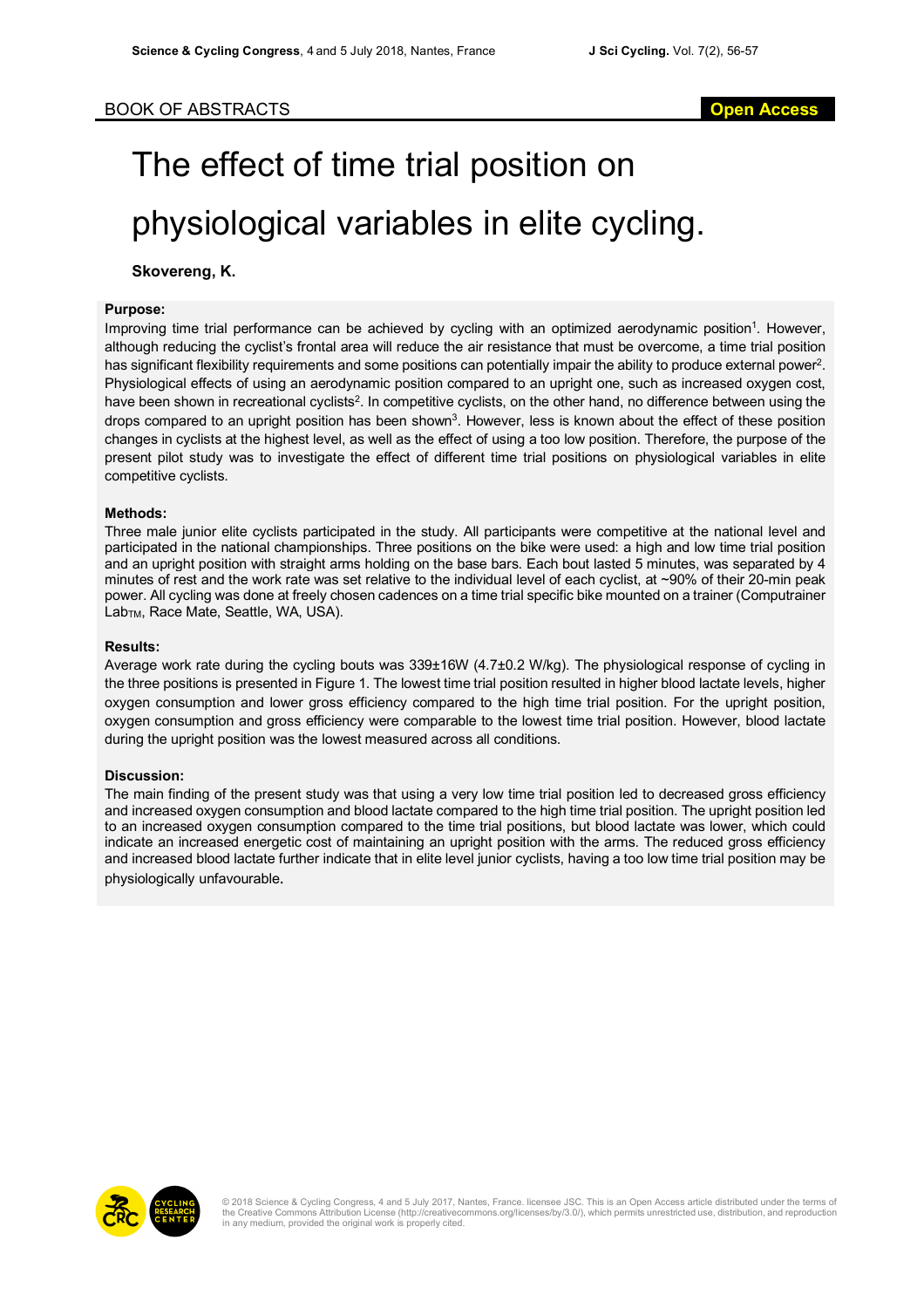BOOK OF ABSTRACTS

Open Access

# The effect of time trial position on physiological variables in elite cycling.

**Skovereng, K.**

## Purpose:

Improving time trial performance can be achieved by cycling with an optimized aerodynamic position[1]. However, although reducing the cyclist's frontal area will reduce the air resistance that must be overcome, a time trial position has significant flexibility requirements and some positions can potentially impair the ability to produce external power[2]. Physiological effects of using an aerodynamic position compared to an upright one, such as increased oxygen cost, have been shown in recreational cyclists[2]. In competitive cyclists, on the other hand, no difference between using the drops compared to an upright position has been shown[3]. However, less is known about the effect of these position changes in cyclists at the highest level, as well as the effect of using a too low position. Therefore, the purpose of the present pilot study was to investigate the effect of different time trial positions on physiological variables in elite competitive cyclists.

## Methods:

Three male junior elite cyclists participated in the study. All participants were competitive at the national level and participated in the national championships. Three positions on the bike were used: a high and low time trial position and an upright position with straight arms holding on the base bars. Each bout lasted 5 minutes, was separated by 4 minutes of rest and the work rate was set relative to the individual level of each cyclist, at ~90% of their 20-min peak power. All cycling was done at freely chosen cadences on a time trial specific bike mounted on a trainer (Computrainer $Lab_{TM}$, Race Mate, Seattle, WA, USA).

## Results:

Average work rate during the cycling bouts was 339±16W (4.7±0.2 W/kg). The physiological response of cycling in the three positions is presented in Figure 1. The lowest time trial position resulted in higher blood lactate levels, higher oxygen consumption and lower gross efficiency compared to the high time trial position. For the upright position, oxygen consumption and gross efficiency were comparable to the lowest time trial position. However, blood lactate during the upright position was the lowest measured across all conditions.

## Discussion:

The main finding of the present study was that using a very low time trial position led to decreased gross efficiency and increased oxygen consumption and blood lactate compared to the high time trial position. The upright position led to an increased oxygen consumption compared to the time trial positions, but blood lactate was lower, which could indicate an increased energetic cost of maintaining an upright position with the arms. The reduced gross efficiency and increased blood lactate further indicate that in elite level junior cyclists, having a too low time trial position may be physiologically unfavourable.

© 2018 Science & Cycling Congress, 4 and 5 July 2017, Nantes, France. licensee JSC. This is an Open Access article distributed under the terms of the Creative Commons Attribution License (http://creativecommons.org/licenses/by/3.0/), which permits unrestricted use, distribution, and reproduction in any medium, provided the original work is properly cited.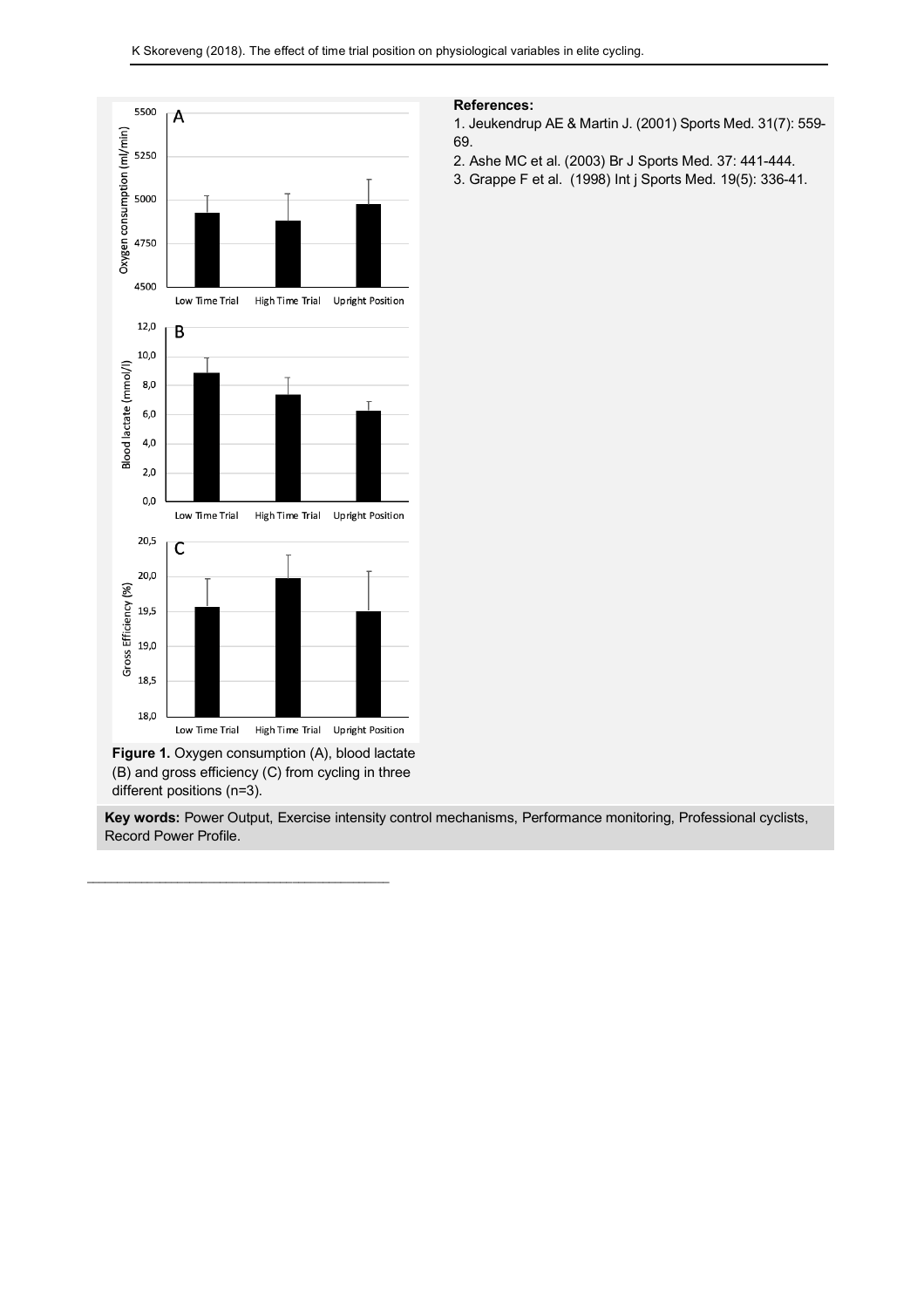A

Oxygen consumption (ml/min)

5500
5250
5000
4750
4500

Low Time Trial High Time Trial Upright Position

B

Blood lactate (mmol/l)

12,0
10,0
8,0
6,0
4,0
2,0
0,0

Low Time Trial High Time Trial Upright Position

C

Gross Efficiency (%)

20,5
20,0
19,5
19,0
18,5
18,0

Low Time Trial High Time Trial Upright Position

**Figure 1.** Oxygen consumption (A), blood lactate (B) and gross efficiency (C) from cycling in three different positions (n=3).

**References:**

1. Jeukendrup AE & Martin J. (2001) Sports Med. 31(7): 559-69.
2. Ashe MC et al. (2003) Br J Sports Med. 37: 441-444.
3. Grappe F et al. (1998) Int j Sports Med. 19(5): 336-41.

**Key words:** Power Output, Exercise intensity control mechanisms, Performance monitoring, Professional cyclists, Record Power Profile.